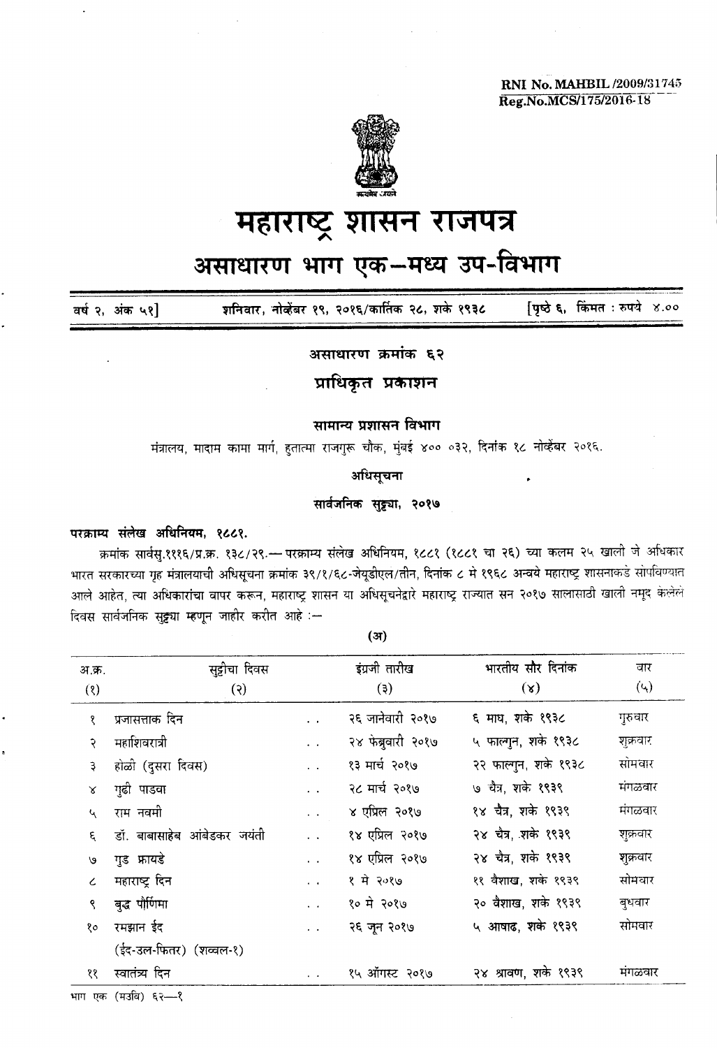RNI No. MAHBIL /2009/31745
Reg.No.MCS/175/2016-18

# महाराष्ट्र शासन राजपत्र

## असाधारण भाग एक—मध्य उप-विभाग

वर्ष २, अंक ५१] शनिवार, नोव्हेंबर १९, २०१६/कार्तिक २८, शके १९३८ [पृष्ठे ६, किंमत : रुपये ४.००

### असाधारण क्रमांक ६२

### प्राधिकृत प्रकाशन

### सामान्य प्रशासन विभाग

मंत्रालय, मादाम कामा मार्ग, हुतात्मा राजगुरू चौक, मुंबई ४०० ०३२, दिनांक १८ नोव्हेंबर २०१६.

#### अधिसूचना

#### सार्वजनिक सुट्ट्या, २०१७

**परक्राम्य संलेख अधिनियम, १८८१.**

क्रमांक सार्वसु.१११६/प्र.क्र. १३८/२९.— परक्राम्य संलेख अधिनियम, १८८१ (१८८१ चा २६) च्या कलम २५ खाली जे अधिकार भारत सरकारच्या गृह मंत्रालयाची अधिसूचना क्रमांक ३९/१/६८-जेयूडीएल/तीन, दिनांक ८ मे १९६८ अन्वये महाराष्ट्र शासनाकडे सोपविण्यात आले आहेत, त्या अधिकारांचा वापर करून, महाराष्ट्र शासन या अधिसूचनेद्वारे महाराष्ट्र राज्यात सन २०१७ सालासाठी खाली नमूद केलेले दिवस सार्वजनिक सुट्ट्या म्हणून जाहीर करीत आहे :—

(अ)

| अ.क्र. (१) | सुट्टीचा दिवस (२) | इंग्रजी तारीख (३) | भारतीय सौर दिनांक (४) | वार (५) |
|---|---|---|---|---|
| १ | प्रजासत्ताक दिन | २६ जानेवारी २०१७ | ६ माघ, शके १९३८ | गुरुवार |
| २ | महाशिवरात्री | २४ फेब्रुवारी २०१७ | ५ फाल्गुन, शके १९३८ | शुक्रवार |
| ३ | होळी (दुसरा दिवस) | १३ मार्च २०१७ | २२ फाल्गुन, शके १९३८ | सोमवार |
| ४ | गुढी पाडवा | २८ मार्च २०१७ | ७ चैत्र, शके १९३९ | मंगळवार |
| ५ | राम नवमी | ४ एप्रिल २०१७ | १४ चैत्र, शके १९३९ | मंगळवार |
| ६ | डॉ. बाबासाहेब आंबेडकर जयंती | १४ एप्रिल २०१७ | २४ चैत्र, शके १९३९ | शुक्रवार |
| ७ | गुड फ्रायडे | १४ एप्रिल २०१७ | २४ चैत्र, शके १९३९ | शुक्रवार |
| ८ | महाराष्ट्र दिन | १ मे २०१७ | ११ वैशाख, शके १९३९ | सोमवार |
| ९ | बुद्ध पौर्णिमा | १० मे २०१७ | २० वैशाख, शके १९३९ | बुधवार |
| १० | रमझान ईद (ईद-उल-फितर) (शव्वल-१) | २६ जून २०१७ | ५ आषाढ, शके १९३९ | सोमवार |
| ११ | स्वातंत्र्य दिन | १५ ऑगस्ट २०१७ | २४ श्रावण, शके १९३९ | मंगळवार |

भाग एक (मउवि) ६२—१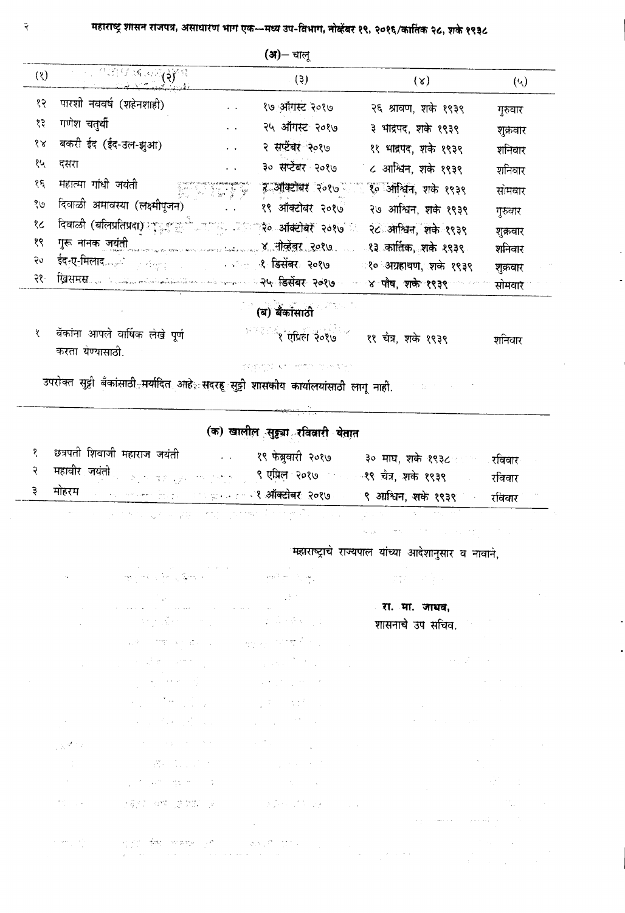(अ)— चालू

| (१) | (२) | (३) | (४) | (५) |
|---|---|---|---|---|
| १२ | पारशी नववर्ष (शहेनशाही) | १७ ऑगस्ट २०१७ | २६ श्रावण, शके १९३९ | गुरुवार |
| १३ | गणेश चतुर्थी | २५ ऑगस्ट २०१७ | ३ भाद्रपद, शके १९३९ | शुक्रवार |
| १४ | बकरी ईद (ईद-उल-झुआ) | २ सप्टेंबर २०१७ | ११ भाद्रपद, शके १९३९ | शनिवार |
| १५ | दसरा | ३० सप्टेंबर २०१७ | ८ आश्विन, शके १९३९ | शनिवार |
| १६ | महात्मा गांधी जयंती | २ ऑक्टोबर २०१७ | १० आश्विन, शके १९३९ | सोमवार |
| १७ | दिवाळी अमावस्या (लक्ष्मीपूजन) | १९ ऑक्टोबर २०१७ | २७ आश्विन, शके १९३९ | गुरुवार |
| १८ | दिवाळी (बलिप्रतिप्रदा) | २० ऑक्टोबर २०१७ | २८ आश्विन, शके १९३९ | शुक्रवार |
| १९ | गुरू नानक जयंती | ४ नोव्हेंबर २०१७ | १३ कार्तिक, शके १९३९ | शनिवार |
| २० | ईद-ए-मिलाद | १ डिसेंबर २०१७ | १० अग्रहायण, शके १९३९ | शुक्रवार |
| २१ | ख्रिसमस | २५ डिसेंबर २०१७ | ४ पौष, शके १९३९ | सोमवार |

(ब) बँकांसाठी

| | | | | |
|---|---|---|---|---|
| १ | बँकांना आपले वार्षिक लेखे पूर्ण करता येण्यासाठी. | १ एप्रिल २०१७ | ११ चैत्र, शके १९३९ | शनिवार |

उपरोक्त सुट्टी बँकांसाठी मर्यादित आहे. सदरहू सुट्टी शासकीय कार्यालयांसाठी लागू नाही.

(क) खालील सुट्ट्या रविवारी येतात

| | | | | |
|---|---|---|---|---|
| १ | छत्रपती शिवाजी महाराज जयंती | १९ फेब्रुवारी २०१७ | ३० माघ, शके १९३८ | रविवार |
| २ | महावीर जयंती | ९ एप्रिल २०१७ | १९ चैत्र, शके १९३९ | रविवार |
| ३ | मोहरम | १ ऑक्टोबर २०१७ | ९ आश्विन, शके १९३९ | रविवार |

महाराष्ट्राचे राज्यपाल यांच्या आदेशानुसार व नावाने,

**रा. मा. जाधव,**
शासनाचे उप सचिव.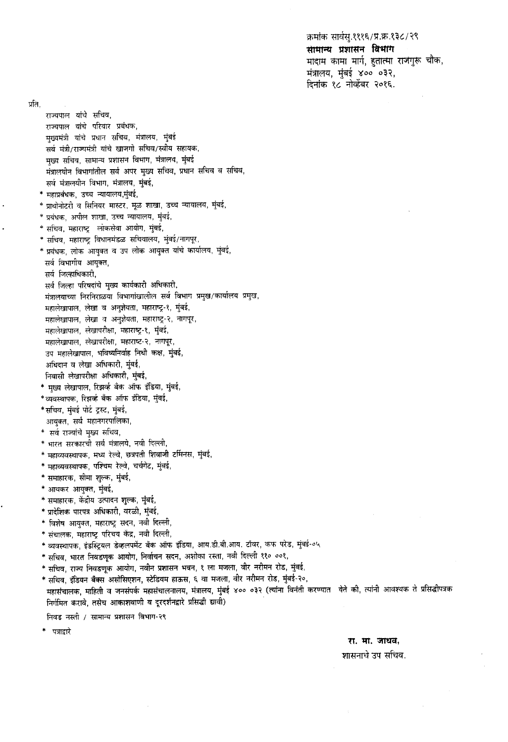क्रमांक सार्वसु.१११६/प्र.क्र.१३८/२९
**सामान्य प्रशासन विभाग**
मादाम कामा मार्ग, हुतात्मा राजगुरू चौक,
मंत्रालय, मुंबई ४०० ०३२,
दिनांक १८ नोव्हेंबर २०१६.

प्रति,

राज्यपाल यांचे सचिव,
राज्यपाल यांचे परिवार प्रबंधक,
मुख्यमंत्री यांचे प्रधान सचिव, मंत्रालय, मुंबई
सर्व मंत्री/राज्यमंत्री यांचे खाजगी सचिव/स्वीय सहायक,
मुख्य सचिव, सामान्य प्रशासन विभाग, मंत्रालय, मुंबई
मंत्रालयीन विभागांतील सर्व अपर मुख्य सचिव, प्रधान सचिव व सचिव,
सर्व मंत्रालयीन विभाग, मंत्रालय, मुंबई,
* महाप्रबंधक, उच्च न्यायालय,मुंबई,
* प्राथोनोटरी व सिनियर मास्टर, मूळ शाखा, उच्च न्यायालय, मुंबई,
* प्रबंधक, अपील शाखा, उच्च न्यायालय, मुंबई,
* सचिव, महाराष्ट्र लोकसेवा आयोग, मुंबई,
* सचिव, महाराष्ट्र विधानमंडळ सचिवालय, मुंबई/नागपूर,
* प्रबंधक, लोक आयुक्त व उप लोक आयुक्त यांचे कार्यालय, मुंबई,
सर्व विभागीय आयुक्त,
सर्व जिल्हाधिकारी,
सर्व जिल्हा परिषदांचे मुख्य कार्यकारी अधिकारी,
मंत्रालयाच्या निरनिराळया विभागांखालील सर्व विभाग प्रमुख/कार्यालय प्रमुख,
महालेखापाल, लेखा व अनुज्ञेयता, महाराष्ट्र-१, मुंबई,
महालेखापाल, लेखा व अनुज्ञेयता, महाराष्ट्र-२, नागपूर,
महालेखापाल, लेखापरीक्षा, महाराष्ट्र-१, मुंबई,
महालेखापाल, लेखापरीक्षा, महाराष्ट्र-२, नागपूर,
उप महालेखापाल, भविष्यनिर्वाह निधी कक्ष, मुंबई,
अधिदान व लेखा अधिकारी, मुंबई,
निवासी लेखापरीक्षा अधिकारी, मुंबई,
* मुख्य लेखापाल, रिझर्व्ह बँक ऑफ इंडिया, मुंबई,
* व्यवस्थापक, रिझर्व्ह बँक ऑफ इंडिया, मुंबई,
* सचिव, मुंबई पोर्ट ट्रस्ट, मुंबई,
आयुक्त, सर्व महानगरपालिका,
* सर्व राज्यांचे मुख्य सचिव,
* भारत सरकारची सर्व मंत्रालये, नवी दिल्ली,
* महाव्यवस्थापक, मध्य रेल्वे, छत्रपती शिवाजी टर्मिनस, मुंबई,
* महाव्यवस्थापक, पश्चिम रेल्वे, चर्चगेट, मुंबई,
* समाहारक, सीमा शुल्क, मुंबई,
* आयकर आयुक्त, मुंबई,
* समाहारक, केंद्रीय उत्पादन शुल्क, मुंबई,
* प्रादेशिक पारपत्र अधिकारी, वरळी, मुंबई,
* विशेष आयुक्त, महाराष्ट्र सदन, नवी दिल्ली,
* संचालक, महाराष्ट्र परिचय केंद्र, नवी दिल्ली,
* व्यवस्थापक, इंडस्ट्रियल डेव्हलपमेंट बँक ऑफ इंडिया, आय.डी.बी.आय. टॉवर, कफ परेड, मुंबई-०५
* सचिव, भारत निवडणूक आयोग, निर्वाचन सदन, अशोका रस्ता, नवी दिल्ली ११० ००१,
* सचिव, राज्य निवडणूक आयोग, नवीन प्रशासन भवन, १ ला मजला, वीर नरीमन रोड, मुंबई,
* सचिव, इंडियन बँक्स असोसिएशन, स्टेडियम हाऊस, ६ वा मजला, वीर नरीमन रोड, मुंबई-२०,
महासंचालक, माहिती व जनसंपर्क महासंचालनालय, मंत्रालय, मुंबई ४०० ०३२ (त्यांना विनंती करण्यात येते की, त्यांनी आवश्यक ते प्रसिद्धीपत्रक निर्गमित करावे, तसेच आकाशवाणी व दूरदर्शनद्वारे प्रसिद्धी द्यावी)
निवड नस्ती / सामान्य प्रशासन विभाग-२९

\* पत्राद्वारे

**रा. मा. जाधव,**
शासनाचे उप सचिव.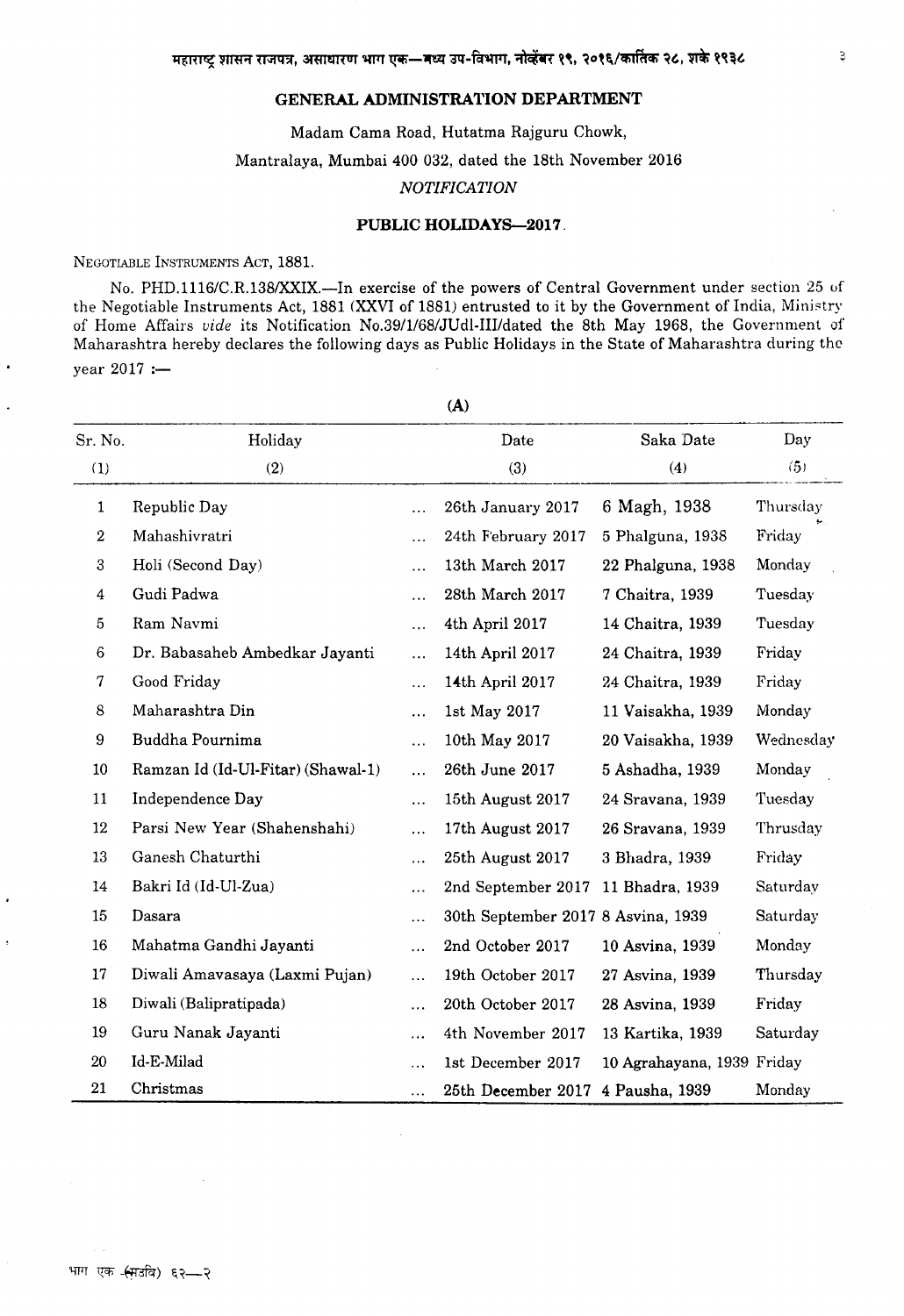## GENERAL ADMINISTRATION DEPARTMENT

Madam Cama Road, Hutatma Rajguru Chowk,

Mantralaya, Mumbai 400 032, dated the 18th November 2016

*NOTIFICATION*

### PUBLIC HOLIDAYS—2017.

NEGOTIABLE INSTRUMENTS ACT, 1881.

No. PHD.1116/C.R.138/XXIX.—In exercise of the powers of Central Government under section 25 of the Negotiable Instruments Act, 1881 (XXVI of 1881) entrusted to it by the Government of India, Ministry of Home Affairs *vide* its Notification No.39/1/68/JUdl-III/dated the 8th May 1968, the Government of Maharashtra hereby declares the following days as Public Holidays in the State of Maharashtra during the year 2017 :—

(A)

| Sr. No. | Holiday | Date | Saka Date | Day |
|---|---|---|---|---|
| (1) | (2) | (3) | (4) | (5) |
| 1 | Republic Day | 26th January 2017 | 6 Magh, 1938 | Thursday |
| 2 | Mahashivratri | 24th February 2017 | 5 Phalguna, 1938 | Friday |
| 3 | Holi (Second Day) | 13th March 2017 | 22 Phalguna, 1938 | Monday |
| 4 | Gudi Padwa | 28th March 2017 | 7 Chaitra, 1939 | Tuesday |
| 5 | Ram Navmi | 4th April 2017 | 14 Chaitra, 1939 | Tuesday |
| 6 | Dr. Babasaheb Ambedkar Jayanti | 14th April 2017 | 24 Chaitra, 1939 | Friday |
| 7 | Good Friday | 14th April 2017 | 24 Chaitra, 1939 | Friday |
| 8 | Maharashtra Din | 1st May 2017 | 11 Vaisakha, 1939 | Monday |
| 9 | Buddha Pournima | 10th May 2017 | 20 Vaisakha, 1939 | Wednesday |
| 10 | Ramzan Id (Id-Ul-Fitar) (Shawal-1) | 26th June 2017 | 5 Ashadha, 1939 | Monday |
| 11 | Independence Day | 15th August 2017 | 24 Sravana, 1939 | Tuesday |
| 12 | Parsi New Year (Shahenshahi) | 17th August 2017 | 26 Sravana, 1939 | Thrusday |
| 13 | Ganesh Chaturthi | 25th August 2017 | 3 Bhadra, 1939 | Friday |
| 14 | Bakri Id (Id-Ul-Zua) | 2nd September 2017 | 11 Bhadra, 1939 | Saturday |
| 15 | Dasara | 30th September 2017 | 8 Asvina, 1939 | Saturday |
| 16 | Mahatma Gandhi Jayanti | 2nd October 2017 | 10 Asvina, 1939 | Monday |
| 17 | Diwali Amavasaya (Laxmi Pujan) | 19th October 2017 | 27 Asvina, 1939 | Thursday |
| 18 | Diwali (Balipratipada) | 20th October 2017 | 28 Asvina, 1939 | Friday |
| 19 | Guru Nanak Jayanti | 4th November 2017 | 13 Kartika, 1939 | Saturday |
| 20 | Id-E-Milad | 1st December 2017 | 10 Agrahayana, 1939 | Friday |
| 21 | Christmas | 25th December 2017 | 4 Pausha, 1939 | Monday |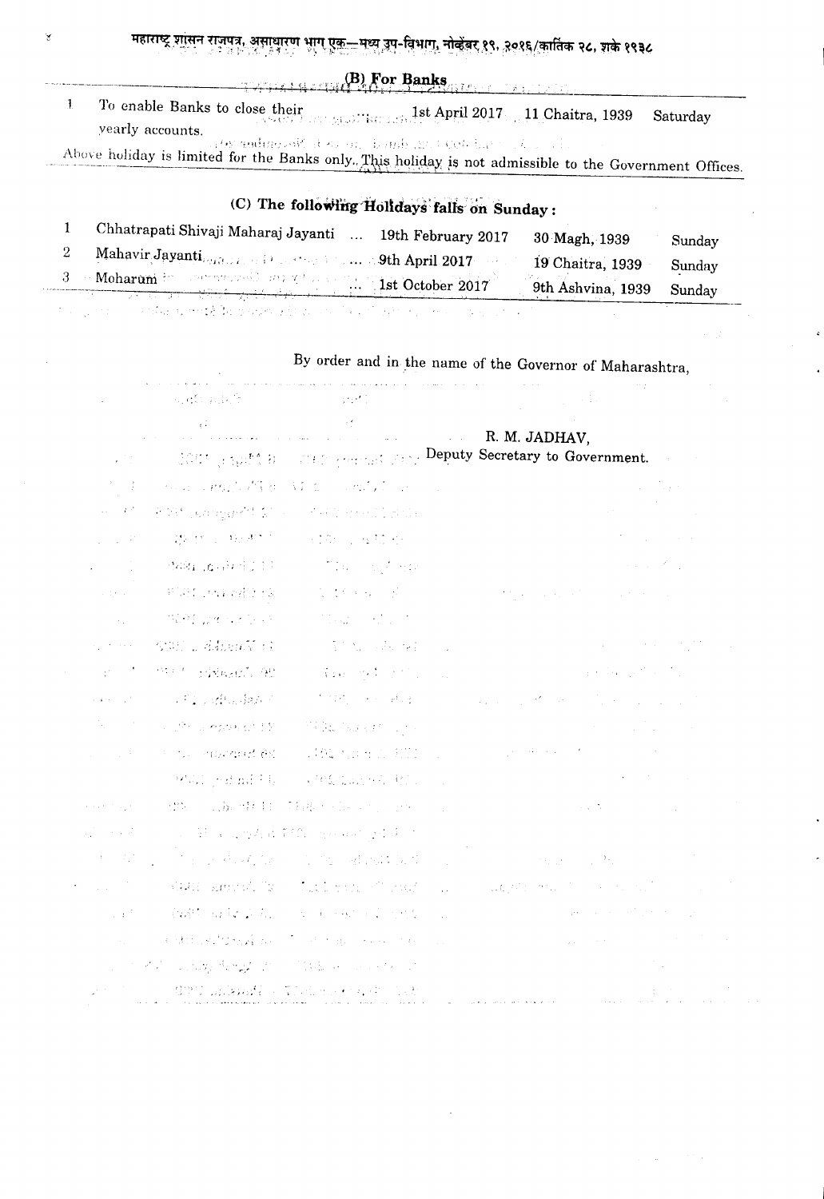### (B) For Banks

| | | | | |
|---|---|---|---|---|
| 1 | To enable Banks to close their yearly accounts. | 1st April 2017 | 11 Chaitra, 1939 | Saturday |

Above holiday is limited for the Banks only. This holiday is not admissible to the Government Offices.

### (C) The following Holidays falls on Sunday :

| | | | | |
|---|---|---|---|---|
| 1 | Chhatrapati Shivaji Maharaj Jayanti ... | 19th February 2017 | 30 Magh, 1939 | Sunday |
| 2 | Mahavir Jayanti ... | 9th April 2017 | 19 Chaitra, 1939 | Sunday |
| 3 | Moharum ... | 1st October 2017 | 9th Ashvina, 1939 | Sunday |

By order and in the name of the Governor of Maharashtra,

R. M. JADHAV,
Deputy Secretary to Government.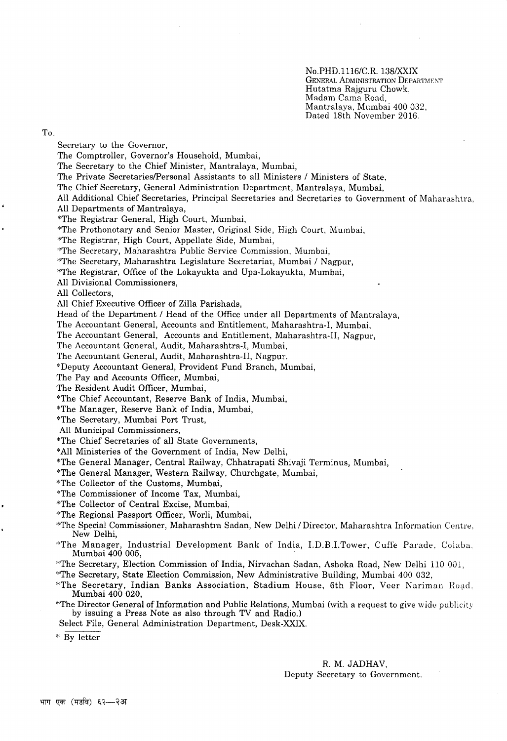No.PHD.1116/C.R. 138/XXIX
GENERAL ADMINISTRATION DEPARTMENT
Hutatma Rajguru Chowk,
Madam Cama Road,
Mantralaya, Mumbai 400 032,
Dated 18th November 2016.

To,

Secretary to the Governor,
The Comptroller, Governor's Household, Mumbai,
The Secretary to the Chief Minister, Mantralaya, Mumbai,
The Private Secretaries/Personal Assistants to all Ministers / Ministers of State,
The Chief Secretary, General Administration Department, Mantralaya, Mumbai,
All Additional Chief Secretaries, Principal Secretaries and Secretaries to Government of Maharashtra,
All Departments of Mantralaya,
*The Registrar General, High Court, Mumbai,
*The Prothonotary and Senior Master, Original Side, High Court, Mumbai,
*The Registrar, High Court, Appellate Side, Mumbai,
*The Secretary, Maharashtra Public Service Commission, Mumbai,
*The Secretary, Maharashtra Legislature Secretariat, Mumbai / Nagpur,
*The Registrar, Office of the Lokayukta and Upa-Lokayukta, Mumbai,
All Divisional Commissioners,
All Collectors,
All Chief Executive Officer of Zilla Parishads,
Head of the Department / Head of the Office under all Departments of Mantralaya,
The Accountant General, Accounts and Entitlement, Maharashtra-I, Mumbai,
The Accountant General, Accounts and Entitlement, Maharashtra-II, Nagpur,
The Accountant General, Audit, Maharashtra-I, Mumbai,
The Accountant General, Audit, Maharashtra-II, Nagpur.
*Deputy Accountant General, Provident Fund Branch, Mumbai,
The Pay and Accounts Officer, Mumbai,
The Resident Audit Officer, Mumbai,
*The Chief Accountant, Reserve Bank of India, Mumbai,
*The Manager, Reserve Bank of India, Mumbai,
*The Secretary, Mumbai Port Trust,
All Municipal Commissioners,
*The Chief Secretaries of all State Governments,
*All Ministeries of the Government of India, New Delhi,
*The General Manager, Central Railway, Chhatrapati Shivaji Terminus, Mumbai,
*The General Manager, Western Railway, Churchgate, Mumbai,
*The Collector of the Customs, Mumbai,
*The Commissioner of Income Tax, Mumbai,
*The Collector of Central Excise, Mumbai,
*The Regional Passport Officer, Worli, Mumbai,
*The Special Commissioner, Maharashtra Sadan, New Delhi / Director, Maharashtra Information Centre, New Delhi,
*The Manager, Industrial Development Bank of India, I.D.B.I.Tower, Cuffe Parade, Colaba, Mumbai 400 005,
*The Secretary, Election Commission of India, Nirvachan Sadan, Ashoka Road, New Delhi 110 001,
*The Secretary, State Election Commission, New Administrative Building, Mumbai 400 032,
*The Secretary, Indian Banks Association, Stadium House, 6th Floor, Veer Nariman Road, Mumbai 400 020,
*The Director General of Information and Public Relations, Mumbai (with a request to give wide publicity by issuing a Press Note as also through TV and Radio.)
Select File, General Administration Department, Desk-XXIX.

\* By letter

R. M. JADHAV,
Deputy Secretary to Government.

भाग एक (मउवि) ६२—२अ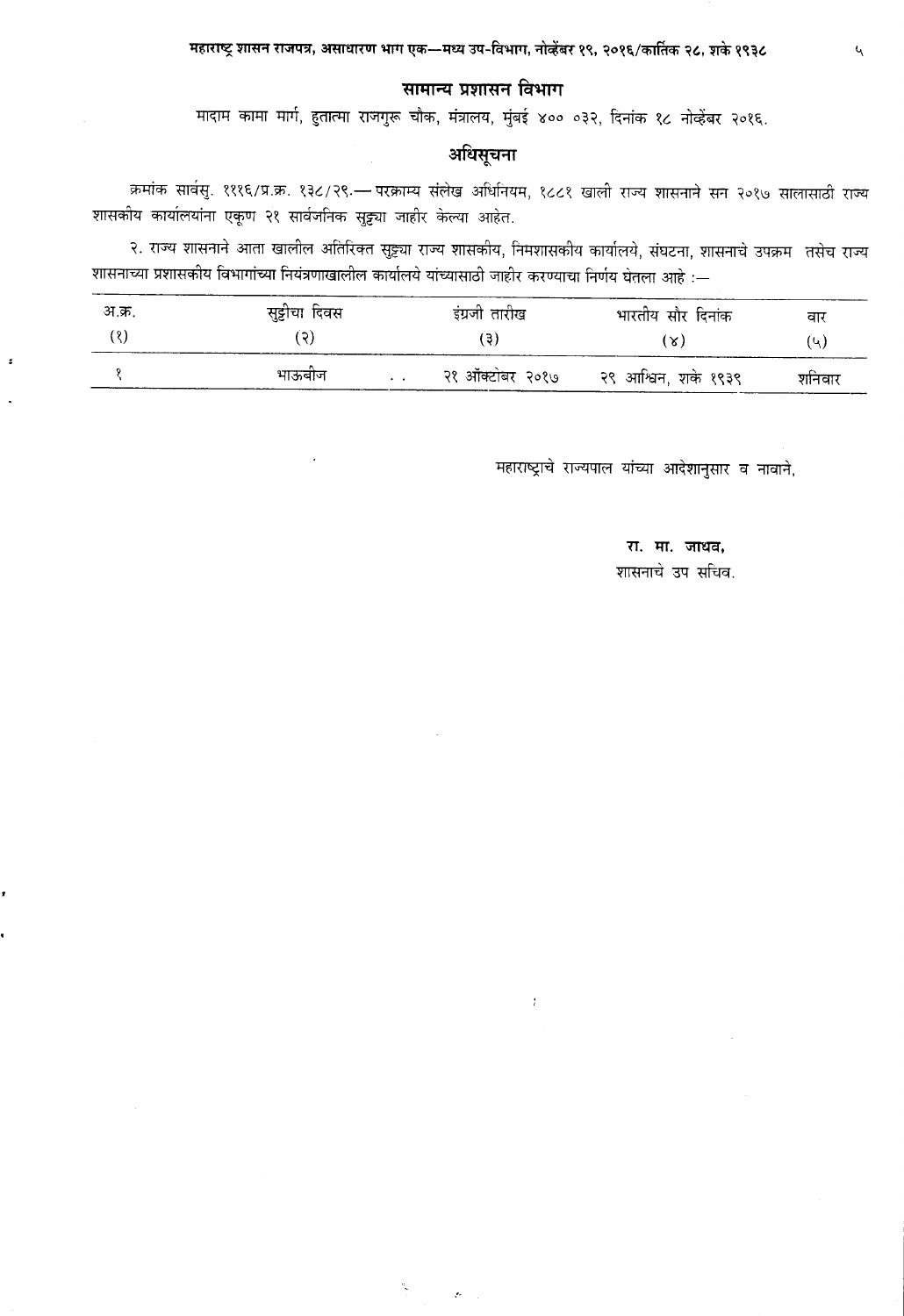## सामान्य प्रशासन विभाग

मादाम कामा मार्ग, हुतात्मा राजगुरू चौक, मंत्रालय, मुंबई ४०० ०३२, दिनांक १८ नोव्हेंबर २०१६.

## अधिसूचना

क्रमांक सार्वसु. १११६/प्र.क्र. १३८/२९.— परक्राम्य संलेख अधिनियम, १८८१ खाली राज्य शासनाने सन २०१७ सालासाठी राज्य शासकीय कार्यालयांना एकूण २१ सार्वजनिक सुट्ट्या जाहीर केल्या आहेत.

२. राज्य शासनाने आता खालील अतिरिक्त सुट्टया राज्य शासकीय, निमशासकीय कार्यालये, संघटना, शासनाचे उपक्रम तसेच राज्य शासनाच्या प्रशासकीय विभागांच्या नियंत्रणाखालील कार्यालये यांच्यासाठी जाहीर करण्याचा निर्णय घेतला आहे :—

| अ.क्र. | सुट्टीचा दिवस | इंग्रजी तारीख | भारतीय सौर दिनांक | वार |
|---|---|---|---|---|
| (१) | (२) | (३) | (४) | (५) |
| १ | भाऊबीज . . | २१ ऑक्टोबर २०१७ | २९ आश्विन, शके १९३९ | शनिवार |

महाराष्ट्राचे राज्यपाल यांच्या आदेशानुसार व नावाने,

**रा. मा. जाधव,**
शासनाचे उप सचिव.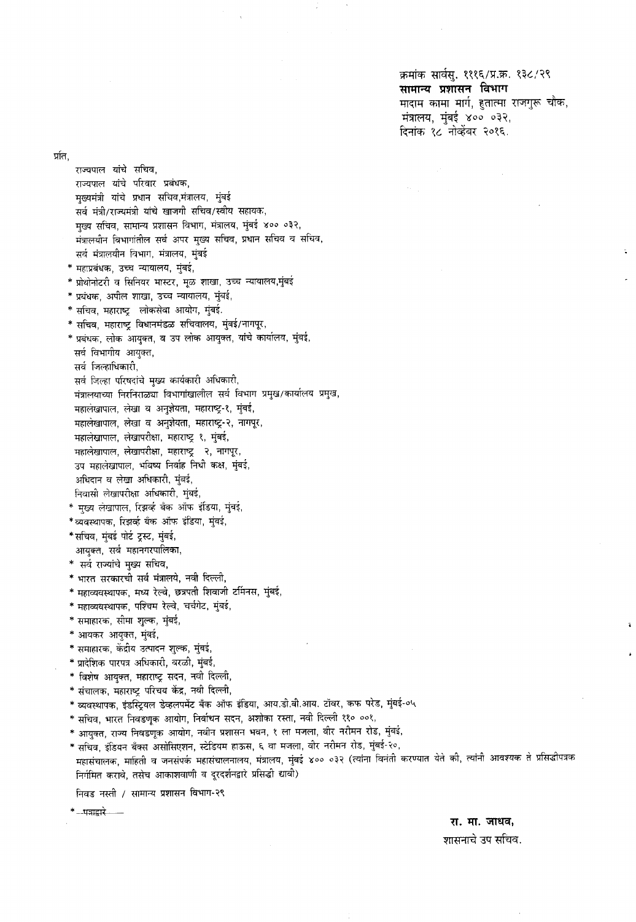क्रमांक सार्वसु. १११६/प्र.क्र. १३८/२९
**सामान्य प्रशासन विभाग**
मादाम कामा मार्ग, हुतात्मा राजगुरू चौक,
मंत्रालय, मुंबई ४०० ०३२,
दिनांक १८ नोव्हेंबर २०१६.

प्रति,

राज्यपाल यांचे सचिव,
राज्यपाल यांचे परिवार प्रबंधक,
मुख्यमंत्री यांचे प्रधान सचिव,मंत्रालय, मुंबई
सर्व मंत्री/राज्यमंत्री यांचे खाजगी सचिव/स्वीय सहायक,
मुख्य सचिव, सामान्य प्रशासन विभाग, मंत्रालय, मुंबई ४०० ०३२,
मंत्रालयीन विभागांतील सर्व अपर मुख्य सचिव, प्रधान सचिव व सचिव,
सर्व मंत्रालयीन विभाग, मंत्रालय, मुंबई
* महाप्रबंधक, उच्च न्यायालय, मुंबई,
* प्रोथोनोटरी व सिनियर मास्टर, मूळ शाखा, उच्च न्यायालय,मुंबई
* प्रबंधक, अपील शाखा, उच्च न्यायालय, मुंबई,
* सचिव, महाराष्ट्र लोकसेवा आयोग, मुंबई.
* सचिव, महाराष्ट्र विधानमंडळ सचिवालय, मुंबई/नागपूर,
* प्रबंधक, लोक आयुक्त, व उप लोक आयुक्त, यांचे कार्यालय, मुंबई,
सर्व विभागीय आयुक्त,
सर्व जिल्हाधिकारी,
सर्व जिल्हा परिषदांचे मुख्य कार्यकारी अधिकारी,
मंत्रालयाच्या निरनिराळ्या विभागांखालील सर्व विभाग प्रमुख/कार्यालय प्रमुख,
महालेखापाल, लेखा व अनुज्ञेयता, महाराष्ट्र-१, मुंबई,
महालेखापाल, लेखा व अनुज्ञेयता, महाराष्ट्र-२, नागपूर,
महालेखापाल, लेखापरीक्षा, महाराष्ट्र १, मुंबई,
महालेखापाल, लेखापरीक्षा, महाराष्ट्र २, नागपूर,
उप महालेखापाल, भविष्य निर्वाह निधी कक्ष, मुंबई,
अधिदान व लेखा अधिकारी, मुंबई,
निवासी लेखापरीक्षा अधिकारी, मुंबई,
* मुख्य लेखापाल, रिझर्व्ह बँक ऑफ इंडिया, मुंबई,
* व्यवस्थापक, रिझर्व्ह बँक ऑफ इंडिया, मुंबई,
* सचिव, मुंबई पोर्ट ट्रस्ट, मुंबई,
आयुक्त, सर्व महानगरपालिका,
* सर्व राज्यांचे मुख्य सचिव,
* भारत सरकारची सर्व मंत्रालये, नवी दिल्ली,
* महाव्यवस्थापक, मध्य रेल्वे, छत्रपती शिवाजी टर्मिनस, मुंबई,
* महाव्यवस्थापक, पश्चिम रेल्वे, चर्चगेट, मुंबई,
* समाहारक, सीमा शुल्क, मुंबई,
* आयकर आयुक्त, मुंबई,
* समाहारक, केंद्रीय उत्पादन शुल्क, मुंबई,
* प्रादेशिक पारपत्र अधिकारी, वरळी, मुंबई,
* विशेष आयुक्त, महाराष्ट्र सदन, नवी दिल्ली,
* संचालक, महाराष्ट्र परिचय केंद्र, नवी दिल्ली,
* व्यवस्थापक, इंडस्ट्रियल डेव्हलपमेंट बँक ऑफ इंडिया, आय.डी.बी.आय. टॉवर, कफ परेड, मुंबई-०५
* सचिव, भारत निवडणूक आयोग, निर्वाचन सदन, अशोका रस्ता, नवी दिल्ली ११० ००१,
* आयुक्त, राज्य निवडणूक आयोग, नवीन प्रशासन भवन, १ ला मजला, वीर नरीमन रोड, मुंबई,
* सचिव, इंडियन बँक्स असोसिएशन, स्टेडियम हाऊस, ६ वा मजला, वीर नरीमन रोड, मुंबई-२०,
महासंचालक, माहिती व जनसंपर्क महासंचालनालय, मंत्रालय, मुंबई ४०० ०३२ (त्यांना विनंती करण्यात येते की, त्यांनी आवश्यक ते प्रसिद्धीपत्रक निर्गमित करावे, तसेच आकाशवाणी व दूरदर्शनद्वारे प्रसिद्धी द्यावी)

निवड नस्ती / सामान्य प्रशासन विभाग-२९

\* पत्राद्वारे

**रा. मा. जाधव,**
शासनाचे उप सचिव.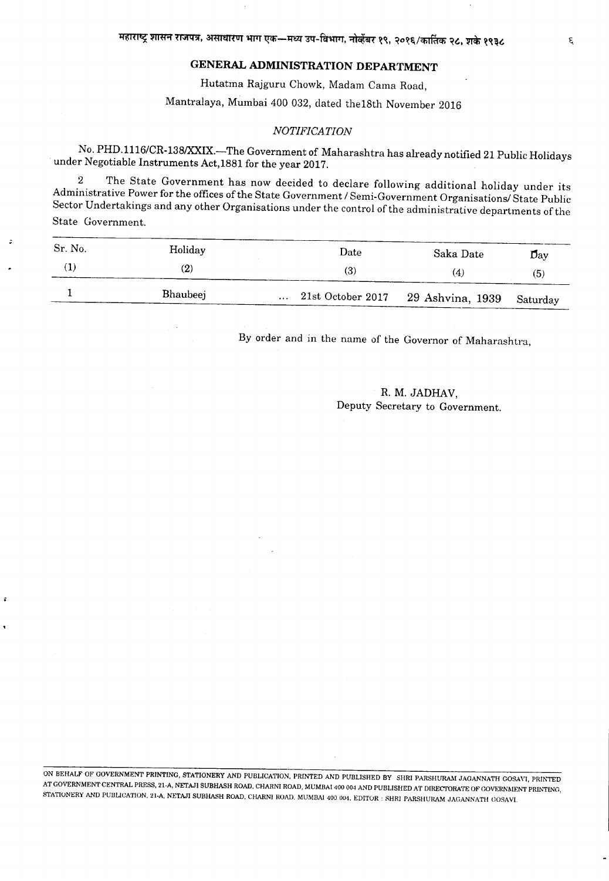## GENERAL ADMINISTRATION DEPARTMENT

Hutatma Rajguru Chowk, Madam Cama Road,

Mantralaya, Mumbai 400 032, dated the18th November 2016

*NOTIFICATION*

No. PHD.1116/CR-138/XXIX.—The Government of Maharashtra has already notified 21 Public Holidays under Negotiable Instruments Act,1881 for the year 2017.

2 The State Government has now decided to declare following additional holiday under its Administrative Power for the offices of the State Government / Semi-Government Organisations/ State Public Sector Undertakings and any other Organisations under the control of the administrative departments of the State Government.

| Sr. No. | Holiday | Date | Saka Date | Day |
|---|---|---|---|---|
| (1) | (2) | (3) | (4) | (5) |
| 1 | Bhaubeej | ... 21st October 2017 | 29 Ashvina, 1939 | Saturday |

By order and in the name of the Governor of Maharashtra,

R. M. JADHAV,
Deputy Secretary to Government.

ON BEHALF OF GOVERNMENT PRINTING, STATIONERY AND PUBLICATION, PRINTED AND PUBLISHED BY SHRI PARSHURAM JAGANNATH GOSAVI, PRINTED AT GOVERNMENT CENTRAL PRESS, 21-A, NETAJI SUBHASH ROAD, CHARNI ROAD, MUMBAI 400 004 AND PUBLISHED AT DIRECTORATE OF GOVERNMENT PRINTING, STATIONERY AND PUBLICATION, 21-A, NETAJI SUBHASH ROAD, CHARNI ROAD, MUMBAI 400 004. EDITOR : SHRI PARSHURAM JAGANNATH GOSAVI.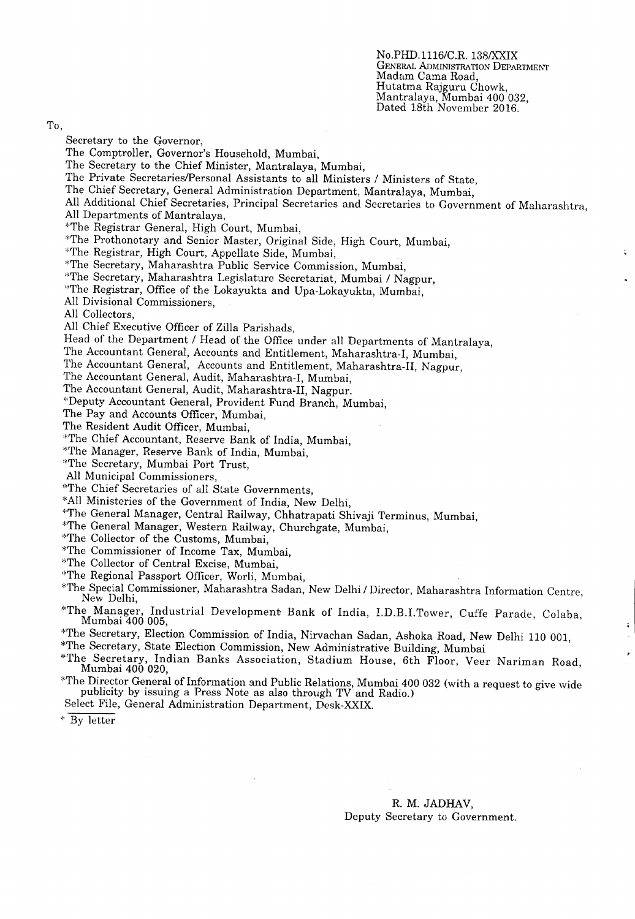No.PHD.1116/C.R. 138/XXIX
GENERAL ADMINISTRATION DEPARTMENT
Madam Cama Road,
Hutatma Rajguru Chowk,
Mantralaya, Mumbai 400 032,
Dated 18th November 2016.

To,

Secretary to the Governor,
The Comptroller, Governor's Household, Mumbai,
The Secretary to the Chief Minister, Mantralaya, Mumbai,
The Private Secretaries/Personal Assistants to all Ministers / Ministers of State,
The Chief Secretary, General Administration Department, Mantralaya, Mumbai,
All Additional Chief Secretaries, Principal Secretaries and Secretaries to Government of Maharashtra,
All Departments of Mantralaya,
*The Registrar General, High Court, Mumbai,
*The Prothonotary and Senior Master, Original Side, High Court, Mumbai,
*The Registrar, High Court, Appellate Side, Mumbai,
*The Secretary, Maharashtra Public Service Commission, Mumbai,
*The Secretary, Maharashtra Legislature Secretariat, Mumbai / Nagpur,
*The Registrar, Office of the Lokayukta and Upa-Lokayukta, Mumbai,
All Divisional Commissioners,
All Collectors,
All Chief Executive Officer of Zilla Parishads,
Head of the Department / Head of the Office under all Departments of Mantralaya,
The Accountant General, Accounts and Entitlement, Maharashtra-I, Mumbai,
The Accountant General, Accounts and Entitlement, Maharashtra-II, Nagpur,
The Accountant General, Audit, Maharashtra-I, Mumbai,
The Accountant General, Audit, Maharashtra-II, Nagpur.
*Deputy Accountant General, Provident Fund Branch, Mumbai,
The Pay and Accounts Officer, Mumbai,
The Resident Audit Officer, Mumbai,
*The Chief Accountant, Reserve Bank of India, Mumbai,
*The Manager, Reserve Bank of India, Mumbai,
*The Secretary, Mumbai Port Trust,
All Municipal Commissioners,
*The Chief Secretaries of all State Governments,
*All Ministeries of the Government of India, New Delhi,
*The General Manager, Central Railway, Chhatrapati Shivaji Terminus, Mumbai,
*The General Manager, Western Railway, Churchgate, Mumbai,
*The Collector of the Customs, Mumbai,
*The Commissioner of Income Tax, Mumbai,
*The Collector of Central Excise, Mumbai,
*The Regional Passport Officer, Worli, Mumbai,
*The Special Commissioner, Maharashtra Sadan, New Delhi / Director, Maharashtra Information Centre, New Delhi,
*The Manager, Industrial Development Bank of India, I.D.B.I.Tower, Cuffe Parade, Colaba, Mumbai 400 005,
*The Secretary, Election Commission of India, Nirvachan Sadan, Ashoka Road, New Delhi 110 001,
*The Secretary, State Election Commission, New Administrative Building, Mumbai
*The Secretary, Indian Banks Association, Stadium House, 6th Floor, Veer Nariman Road, Mumbai 400 020,
*The Director General of Information and Public Relations, Mumbai 400 032 (with a request to give wide publicity by issuing a Press Note as also through TV and Radio.)
Select File, General Administration Department, Desk-XXIX.

\* By letter

R. M. JADHAV,
Deputy Secretary to Government.